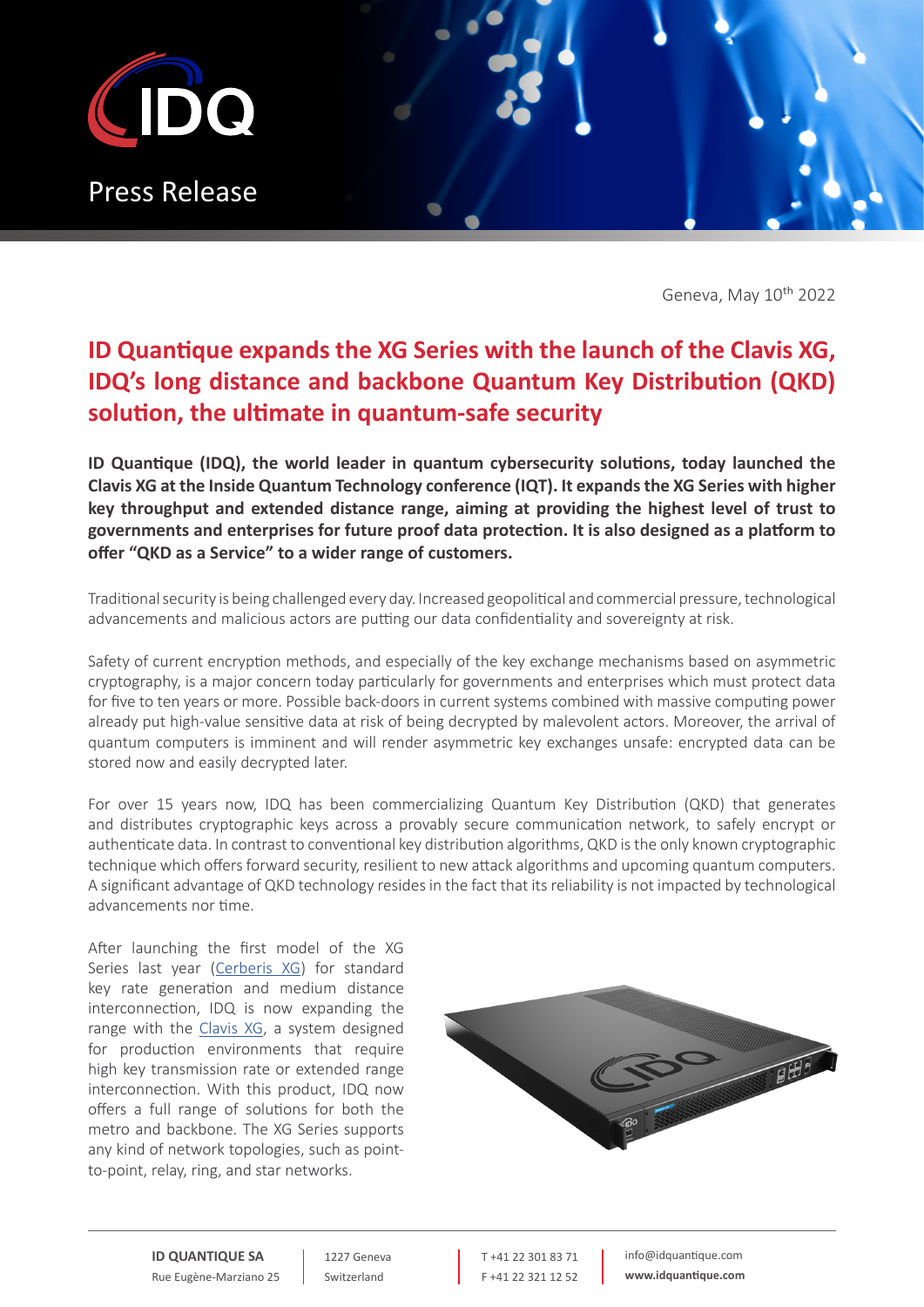Press Release

Geneva, May 10th 2022

# ID Quantique expands the XG Series with the launch of the Clavis XG, IDQ's long distance and backbone Quantum Key Distribution (QKD) solution, the ultimate in quantum-safe security

**ID Quantique (IDQ), the world leader in quantum cybersecurity solutions, today launched the Clavis XG at the Inside Quantum Technology conference (IQT). It expands the XG Series with higher key throughput and extended distance range, aiming at providing the highest level of trust to governments and enterprises for future proof data protection. It is also designed as a platform to offer "QKD as a Service" to a wider range of customers.**

Traditional security is being challenged every day. Increased geopolitical and commercial pressure, technological advancements and malicious actors are putting our data confidentiality and sovereignty at risk.

Safety of current encryption methods, and especially of the key exchange mechanisms based on asymmetric cryptography, is a major concern today particularly for governments and enterprises which must protect data for five to ten years or more. Possible back-doors in current systems combined with massive computing power already put high-value sensitive data at risk of being decrypted by malevolent actors. Moreover, the arrival of quantum computers is imminent and will render asymmetric key exchanges unsafe: encrypted data can be stored now and easily decrypted later.

For over 15 years now, IDQ has been commercializing Quantum Key Distribution (QKD) that generates and distributes cryptographic keys across a provably secure communication network, to safely encrypt or authenticate data. In contrast to conventional key distribution algorithms, QKD is the only known cryptographic technique which offers forward security, resilient to new attack algorithms and upcoming quantum computers. A significant advantage of QKD technology resides in the fact that its reliability is not impacted by technological advancements nor time.

After launching the first model of the XG Series last year (Cerberis XG) for standard key rate generation and medium distance interconnection, IDQ is now expanding the range with the Clavis XG, a system designed for production environments that require high key transmission rate or extended range interconnection. With this product, IDQ now offers a full range of solutions for both the metro and backbone. The XG Series supports any kind of network topologies, such as point-to-point, relay, ring, and star networks.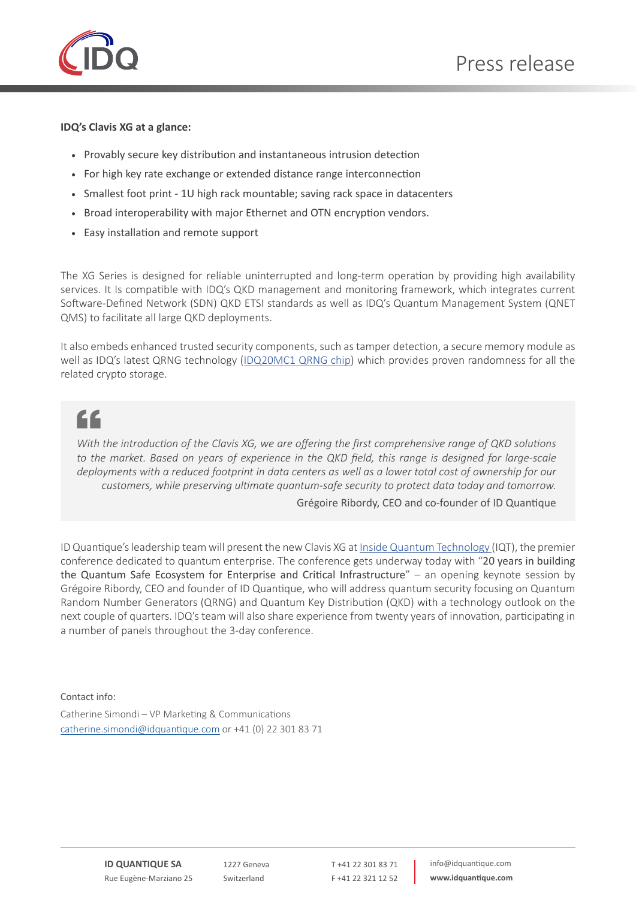**IDQ's Clavis XG at a glance:**

- Provably secure key distribution and instantaneous intrusion detection
- For high key rate exchange or extended distance range interconnection
- Smallest foot print - 1U high rack mountable; saving rack space in datacenters
- Broad interoperability with major Ethernet and OTN encryption vendors.
- Easy installation and remote support

The XG Series is designed for reliable uninterrupted and long-term operation by providing high availability services. It Is compatible with IDQ's QKD management and monitoring framework, which integrates current Software-Defined Network (SDN) QKD ETSI standards as well as IDQ's Quantum Management System (QNET QMS) to facilitate all large QKD deployments.

It also embeds enhanced trusted security components, such as tamper detection, a secure memory module as well as IDQ's latest QRNG technology (IDQ20MC1 QRNG chip) which provides proven randomness for all the related crypto storage.

> *With the introduction of the Clavis XG, we are offering the first comprehensive range of QKD solutions to the market. Based on years of experience in the QKD field, this range is designed for large-scale deployments with a reduced footprint in data centers as well as a lower total cost of ownership for our customers, while preserving ultimate quantum-safe security to protect data today and tomorrow.*
>
> Grégoire Ribordy, CEO and co-founder of ID Quantique

ID Quantique's leadership team will present the new Clavis XG at Inside Quantum Technology (IQT), the premier conference dedicated to quantum enterprise. The conference gets underway today with "20 years in building the Quantum Safe Ecosystem for Enterprise and Critical Infrastructure" – an opening keynote session by Grégoire Ribordy, CEO and founder of ID Quantique, who will address quantum security focusing on Quantum Random Number Generators (QRNG) and Quantum Key Distribution (QKD) with a technology outlook on the next couple of quarters. IDQ's team will also share experience from twenty years of innovation, participating in a number of panels throughout the 3-day conference.

Contact info:

Catherine Simondi – VP Marketing & Communications
catherine.simondi@idquantique.com or +41 (0) 22 301 83 71